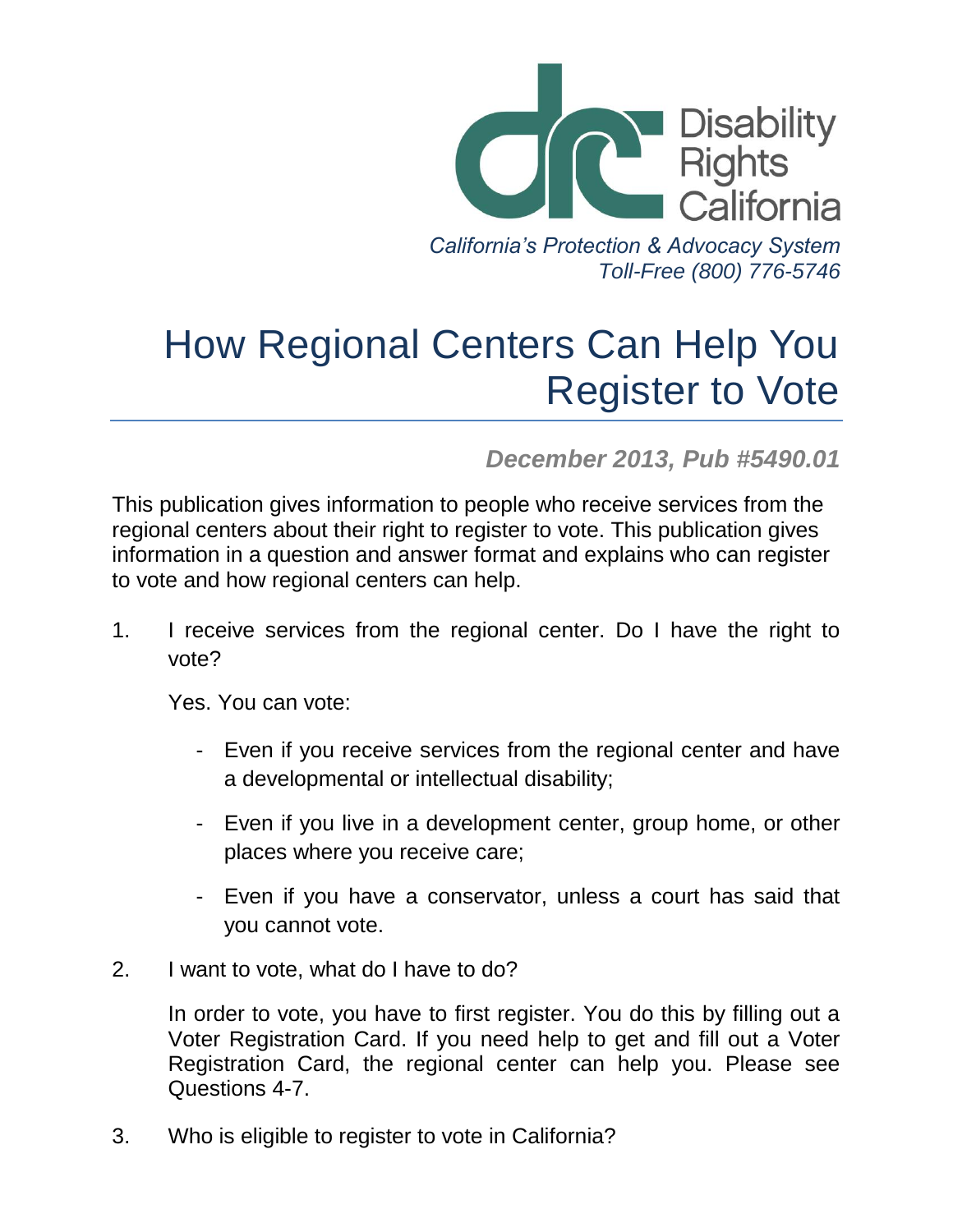Disability Rights California

*California's Protection & Advocacy System*
*Toll-Free (800) 776-5746*

# How Regional Centers Can Help You Register to Vote

***December 2013, Pub #5490.01***

This publication gives information to people who receive services from the regional centers about their right to register to vote. This publication gives information in a question and answer format and explains who can register to vote and how regional centers can help.

1. I receive services from the regional center. Do I have the right to vote?

   Yes. You can vote:

   - Even if you receive services from the regional center and have a developmental or intellectual disability;
   - Even if you live in a development center, group home, or other places where you receive care;
   - Even if you have a conservator, unless a court has said that you cannot vote.

2. I want to vote, what do I have to do?

   In order to vote, you have to first register. You do this by filling out a Voter Registration Card. If you need help to get and fill out a Voter Registration Card, the regional center can help you. Please see Questions 4-7.

3. Who is eligible to register to vote in California?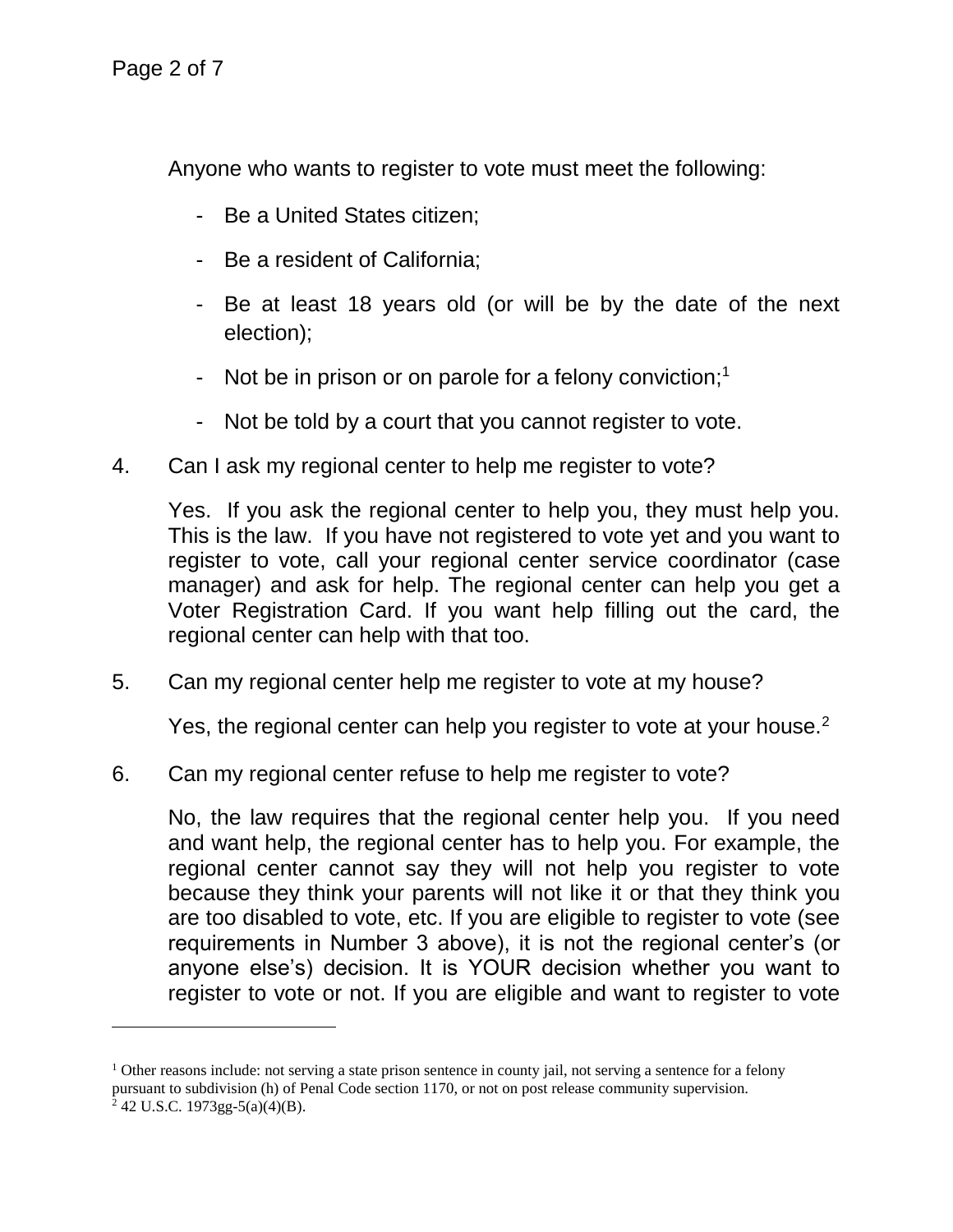Anyone who wants to register to vote must meet the following:

- Be a United States citizen;
- Be a resident of California;
- Be at least 18 years old (or will be by the date of the next election);
- Not be in prison or on parole for a felony conviction;[1]
- Not be told by a court that you cannot register to vote.

4. Can I ask my regional center to help me register to vote?

   Yes. If you ask the regional center to help you, they must help you. This is the law. If you have not registered to vote yet and you want to register to vote, call your regional center service coordinator (case manager) and ask for help. The regional center can help you get a Voter Registration Card. If you want help filling out the card, the regional center can help with that too.

5. Can my regional center help me register to vote at my house?

   Yes, the regional center can help you register to vote at your house.[2]

6. Can my regional center refuse to help me register to vote?

   No, the law requires that the regional center help you. If you need and want help, the regional center has to help you. For example, the regional center cannot say they will not help you register to vote because they think your parents will not like it or that they think you are too disabled to vote, etc. If you are eligible to register to vote (see requirements in Number 3 above), it is not the regional center's (or anyone else's) decision. It is YOUR decision whether you want to register to vote or not. If you are eligible and want to register to vote

---

[1] Other reasons include: not serving a state prison sentence in county jail, not serving a sentence for a felony pursuant to subdivision (h) of Penal Code section 1170, or not on post release community supervision.

[2] 42 U.S.C. 1973gg-5(a)(4)(B).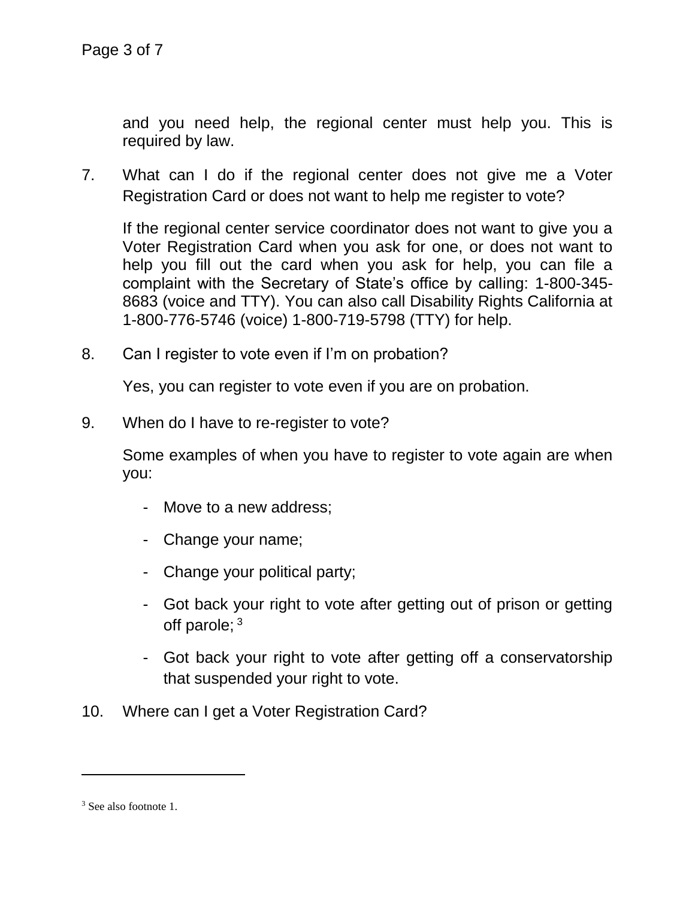and you need help, the regional center must help you. This is required by law.

7. What can I do if the regional center does not give me a Voter Registration Card or does not want to help me register to vote?

   If the regional center service coordinator does not want to give you a Voter Registration Card when you ask for one, or does not want to help you fill out the card when you ask for help, you can file a complaint with the Secretary of State's office by calling: 1-800-345-8683 (voice and TTY). You can also call Disability Rights California at 1-800-776-5746 (voice) 1-800-719-5798 (TTY) for help.

8. Can I register to vote even if I'm on probation?

   Yes, you can register to vote even if you are on probation.

9. When do I have to re-register to vote?

   Some examples of when you have to register to vote again are when you:

   - Move to a new address;
   - Change your name;
   - Change your political party;
   - Got back your right to vote after getting out of prison or getting off parole; [3]
   - Got back your right to vote after getting off a conservatorship that suspended your right to vote.

10. Where can I get a Voter Registration Card?

---

[3] See also footnote 1.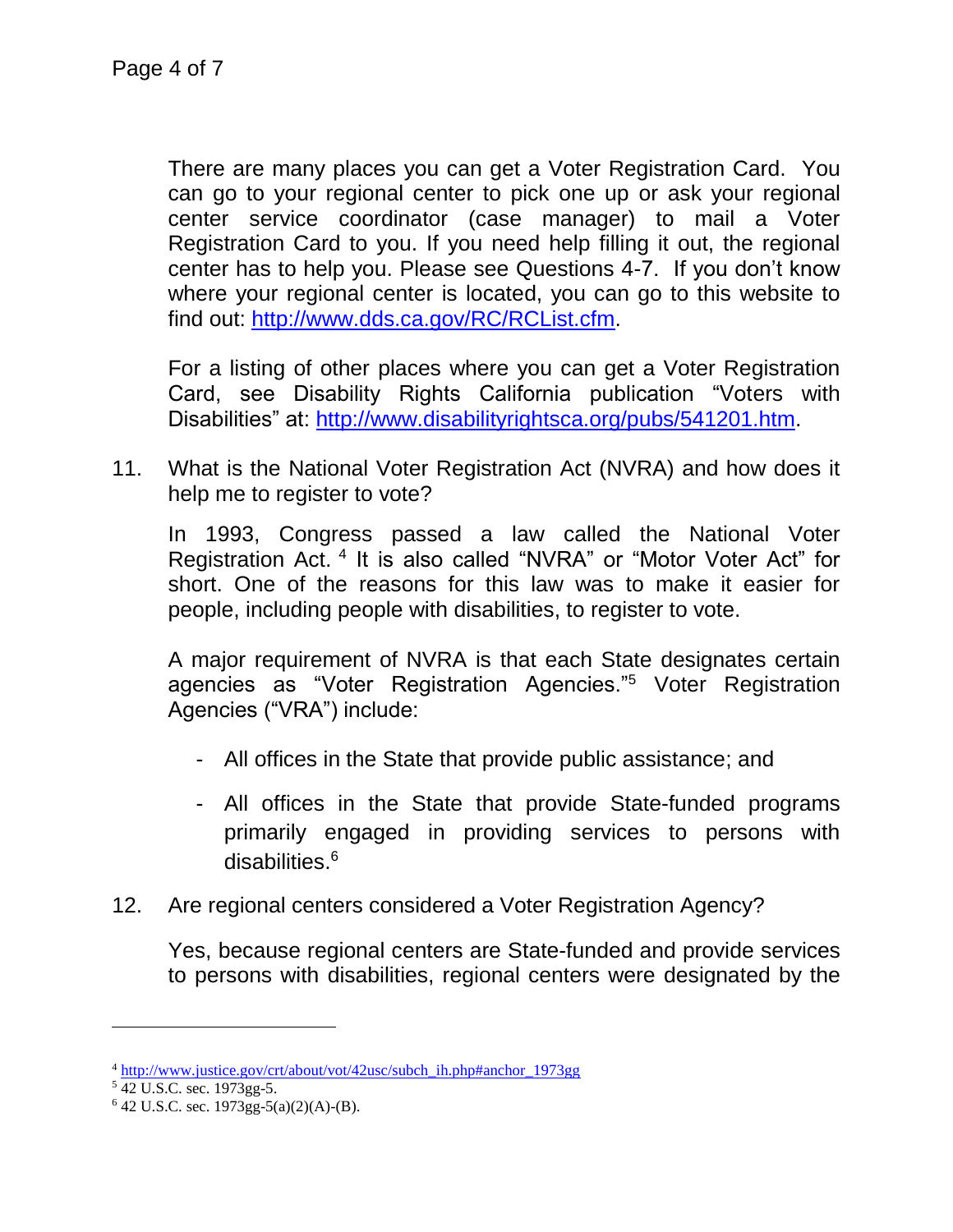There are many places you can get a Voter Registration Card. You can go to your regional center to pick one up or ask your regional center service coordinator (case manager) to mail a Voter Registration Card to you. If you need help filling it out, the regional center has to help you. Please see Questions 4-7. If you don't know where your regional center is located, you can go to this website to find out: http://www.dds.ca.gov/RC/RCList.cfm.

For a listing of other places where you can get a Voter Registration Card, see Disability Rights California publication "Voters with Disabilities" at: http://www.disabilityrightsca.org/pubs/541201.htm.

11. What is the National Voter Registration Act (NVRA) and how does it help me to register to vote?

In 1993, Congress passed a law called the National Voter Registration Act. [4] It is also called "NVRA" or "Motor Voter Act" for short. One of the reasons for this law was to make it easier for people, including people with disabilities, to register to vote.

A major requirement of NVRA is that each State designates certain agencies as "Voter Registration Agencies."[5] Voter Registration Agencies ("VRA") include:

- All offices in the State that provide public assistance; and
- All offices in the State that provide State-funded programs primarily engaged in providing services to persons with disabilities.[6]

12. Are regional centers considered a Voter Registration Agency?

Yes, because regional centers are State-funded and provide services to persons with disabilities, regional centers were designated by the

---

[4] http://www.justice.gov/crt/about/vot/42usc/subch_ih.php#anchor_1973gg

[5] 42 U.S.C. sec. 1973gg-5.

[6] 42 U.S.C. sec. 1973gg-5(a)(2)(A)-(B).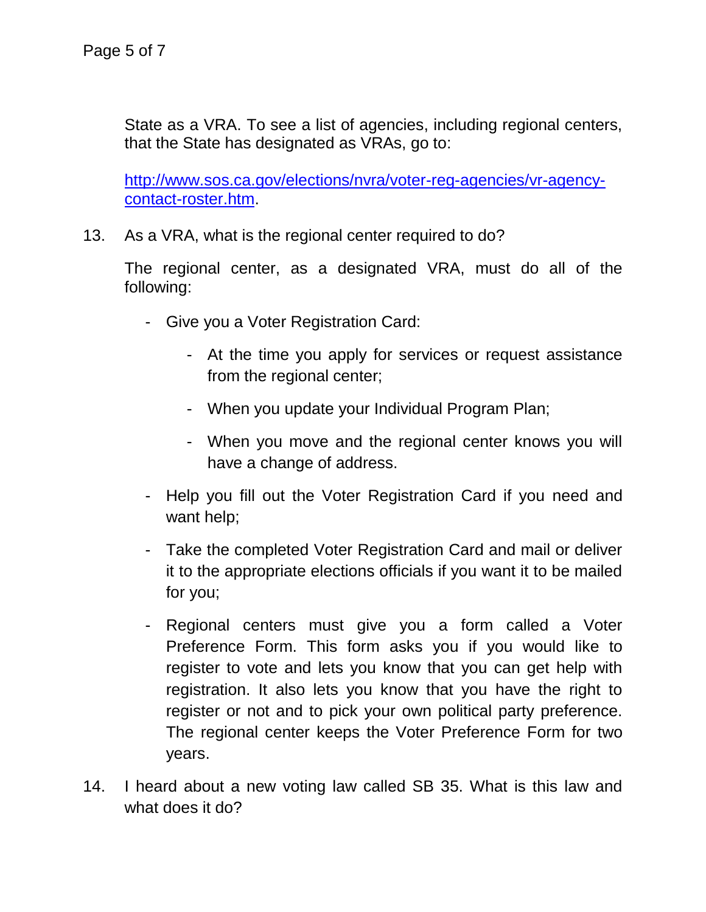State as a VRA. To see a list of agencies, including regional centers, that the State has designated as VRAs, go to:

[http://www.sos.ca.gov/elections/nvra/voter-reg-agencies/vr-agency-contact-roster.htm](http://www.sos.ca.gov/elections/nvra/voter-reg-agencies/vr-agency-contact-roster.htm).

13. As a VRA, what is the regional center required to do?

    The regional center, as a designated VRA, must do all of the following:

    - Give you a Voter Registration Card:
        - At the time you apply for services or request assistance from the regional center;
        - When you update your Individual Program Plan;
        - When you move and the regional center knows you will have a change of address.
    - Help you fill out the Voter Registration Card if you need and want help;
    - Take the completed Voter Registration Card and mail or deliver it to the appropriate elections officials if you want it to be mailed for you;
    - Regional centers must give you a form called a Voter Preference Form. This form asks you if you would like to register to vote and lets you know that you can get help with registration. It also lets you know that you have the right to register or not and to pick your own political party preference. The regional center keeps the Voter Preference Form for two years.

14. I heard about a new voting law called SB 35. What is this law and what does it do?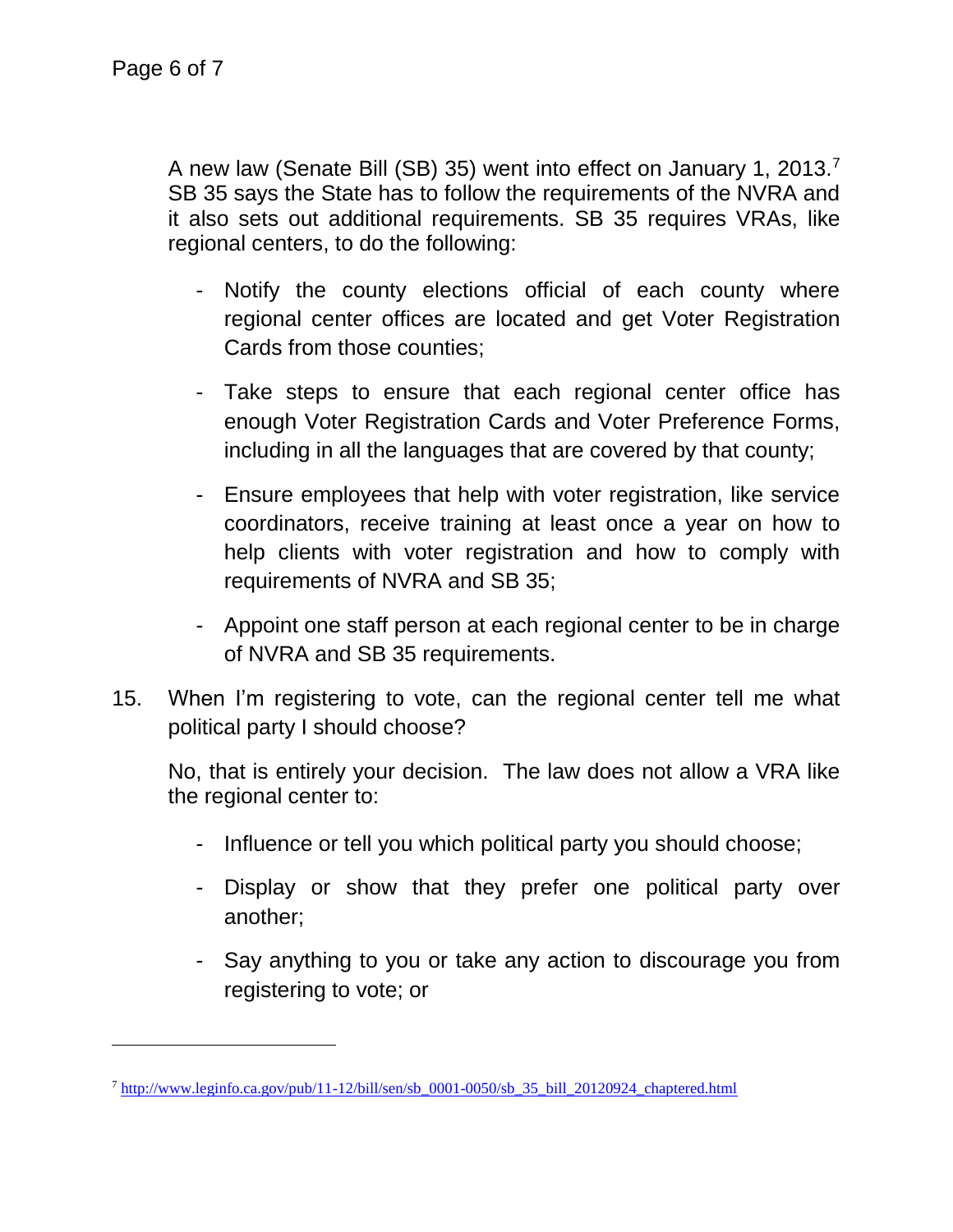A new law (Senate Bill (SB) 35) went into effect on January 1, 2013.[7] SB 35 says the State has to follow the requirements of the NVRA and it also sets out additional requirements. SB 35 requires VRAs, like regional centers, to do the following:

- Notify the county elections official of each county where regional center offices are located and get Voter Registration Cards from those counties;
- Take steps to ensure that each regional center office has enough Voter Registration Cards and Voter Preference Forms, including in all the languages that are covered by that county;
- Ensure employees that help with voter registration, like service coordinators, receive training at least once a year on how to help clients with voter registration and how to comply with requirements of NVRA and SB 35;
- Appoint one staff person at each regional center to be in charge of NVRA and SB 35 requirements.

15. When I'm registering to vote, can the regional center tell me what political party I should choose?

    No, that is entirely your decision. The law does not allow a VRA like the regional center to:

    - Influence or tell you which political party you should choose;
    - Display or show that they prefer one political party over another;
    - Say anything to you or take any action to discourage you from registering to vote; or

---

[7] http://www.leginfo.ca.gov/pub/11-12/bill/sen/sb_0001-0050/sb_35_bill_20120924_chaptered.html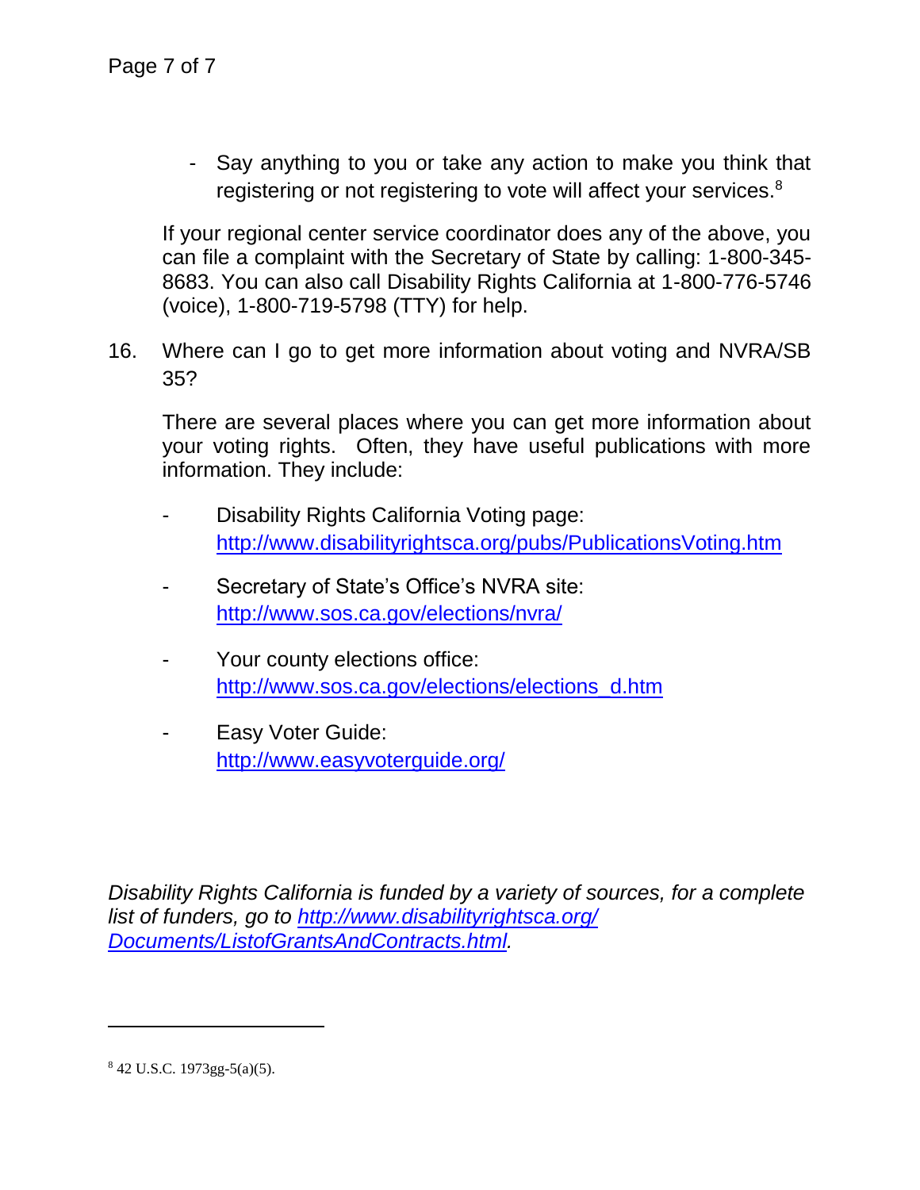- Say anything to you or take any action to make you think that registering or not registering to vote will affect your services.[8]

If your regional center service coordinator does any of the above, you can file a complaint with the Secretary of State by calling: 1-800-345-8683. You can also call Disability Rights California at 1-800-776-5746 (voice), 1-800-719-5798 (TTY) for help.

16. Where can I go to get more information about voting and NVRA/SB 35?

There are several places where you can get more information about your voting rights. Often, they have useful publications with more information. They include:

- Disability Rights California Voting page: http://www.disabilityrightsca.org/pubs/PublicationsVoting.htm
- Secretary of State's Office's NVRA site: http://www.sos.ca.gov/elections/nvra/
- Your county elections office: http://www.sos.ca.gov/elections/elections_d.htm
- Easy Voter Guide: http://www.easyvoterguide.org/

*Disability Rights California is funded by a variety of sources, for a complete list of funders, go to http://www.disabilityrightsca.org/Documents/ListofGrantsAndContracts.html.*

---

[8] 42 U.S.C. 1973gg-5(a)(5).